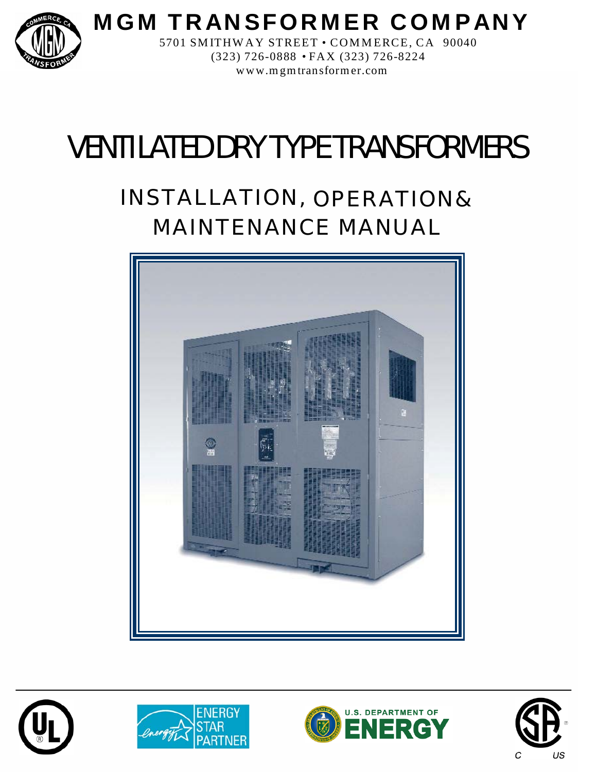# MGM TRANSFORMER COMPANY

5701 SMITHWAY STREET • COMMERCE, CA 90040
(323) 726-0888 • FAX (323) 726-8224
www.mgmtransformer.com

# VENTILATED DRY TYPE TRANSFORMERS

## INSTALLATION, OPERATION & MAINTENANCE MANUAL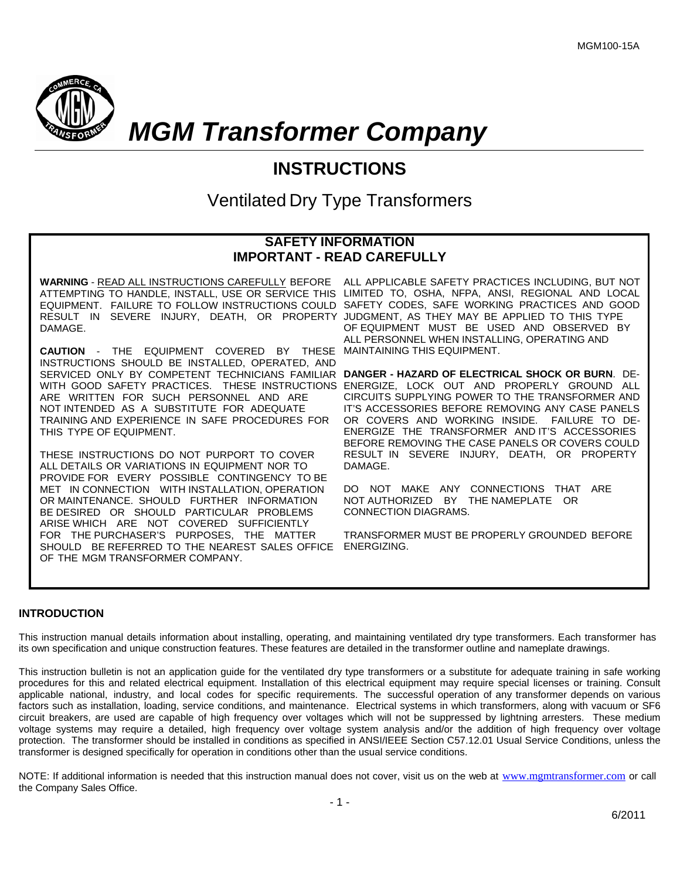# MGM Transformer Company

## INSTRUCTIONS

### Ventilated Dry Type Transformers

**SAFETY INFORMATION**
**IMPORTANT - READ CAREFULLY**

**WARNING** - READ ALL INSTRUCTIONS CAREFULLY BEFORE ATTEMPTING TO HANDLE, INSTALL, USE OR SERVICE THIS EQUIPMENT. FAILURE TO FOLLOW INSTRUCTIONS COULD RESULT IN SEVERE INJURY, DEATH, OR PROPERTY DAMAGE.

**CAUTION** - THE EQUIPMENT COVERED BY THESE INSTRUCTIONS SHOULD BE INSTALLED, OPERATED, AND SERVICED ONLY BY COMPETENT TECHNICIANS FAMILIAR WITH GOOD SAFETY PRACTICES. THESE INSTRUCTIONS ARE WRITTEN FOR SUCH PERSONNEL AND ARE NOT INTENDED AS A SUBSTITUTE FOR ADEQUATE TRAINING AND EXPERIENCE IN SAFE PROCEDURES FOR THIS TYPE OF EQUIPMENT.

THESE INSTRUCTIONS DO NOT PURPORT TO COVER ALL DETAILS OR VARIATIONS IN EQUIPMENT NOR TO PROVIDE FOR EVERY POSSIBLE CONTINGENCY TO BE MET IN CONNECTION WITH INSTALLATION, OPERATION OR MAINTENANCE. SHOULD FURTHER INFORMATION BE DESIRED OR SHOULD PARTICULAR PROBLEMS ARISE WHICH ARE NOT COVERED SUFFICIENTLY FOR THE PURCHASER'S PURPOSES, THE MATTER SHOULD BE REFERRED TO THE NEAREST SALES OFFICE OF THE MGM TRANSFORMER COMPANY.

ALL APPLICABLE SAFETY PRACTICES INCLUDING, BUT NOT LIMITED TO, OSHA, NFPA, ANSI, REGIONAL AND LOCAL SAFETY CODES, SAFE WORKING PRACTICES AND GOOD JUDGMENT, AS THEY MAY BE APPLIED TO THIS TYPE OF EQUIPMENT MUST BE USED AND OBSERVED BY ALL PERSONNEL WHEN INSTALLING, OPERATING AND MAINTAINING THIS EQUIPMENT.

**DANGER - HAZARD OF ELECTRICAL SHOCK OR BURN**. DE-ENERGIZE, LOCK OUT AND PROPERLY GROUND ALL CIRCUITS SUPPLYING POWER TO THE TRANSFORMER AND IT'S ACCESSORIES BEFORE REMOVING ANY CASE PANELS OR COVERS AND WORKING INSIDE. FAILURE TO DE-ENERGIZE THE TRANSFORMER AND IT'S ACCESSORIES BEFORE REMOVING THE CASE PANELS OR COVERS COULD RESULT IN SEVERE INJURY, DEATH, OR PROPERTY DAMAGE.

DO NOT MAKE ANY CONNECTIONS THAT ARE NOT AUTHORIZED BY THE NAMEPLATE OR CONNECTION DIAGRAMS.

TRANSFORMER MUST BE PROPERLY GROUNDED BEFORE ENERGIZING.

**INTRODUCTION**

This instruction manual details information about installing, operating, and maintaining ventilated dry type transformers. Each transformer has its own specification and unique construction features. These features are detailed in the transformer outline and nameplate drawings.

This instruction bulletin is not an application guide for the ventilated dry type transformers or a substitute for adequate training in safe working procedures for this and related electrical equipment. Installation of this electrical equipment may require special licenses or training. Consult applicable national, industry, and local codes for specific requirements. The successful operation of any transformer depends on various factors such as installation, loading, service conditions, and maintenance. Electrical systems in which transformers, along with vacuum or SF6 circuit breakers, are used are capable of high frequency over voltages which will not be suppressed by lightning arresters. These medium voltage systems may require a detailed, high frequency over voltage system analysis and/or the addition of high frequency over voltage protection. The transformer should be installed in conditions as specified in ANSI/IEEE Section C57.12.01 Usual Service Conditions, unless the transformer is designed specifically for operation in conditions other than the usual service conditions.

NOTE: If additional information is needed that this instruction manual does not cover, visit us on the web at www.mgmtransformer.com or call the Company Sales Office.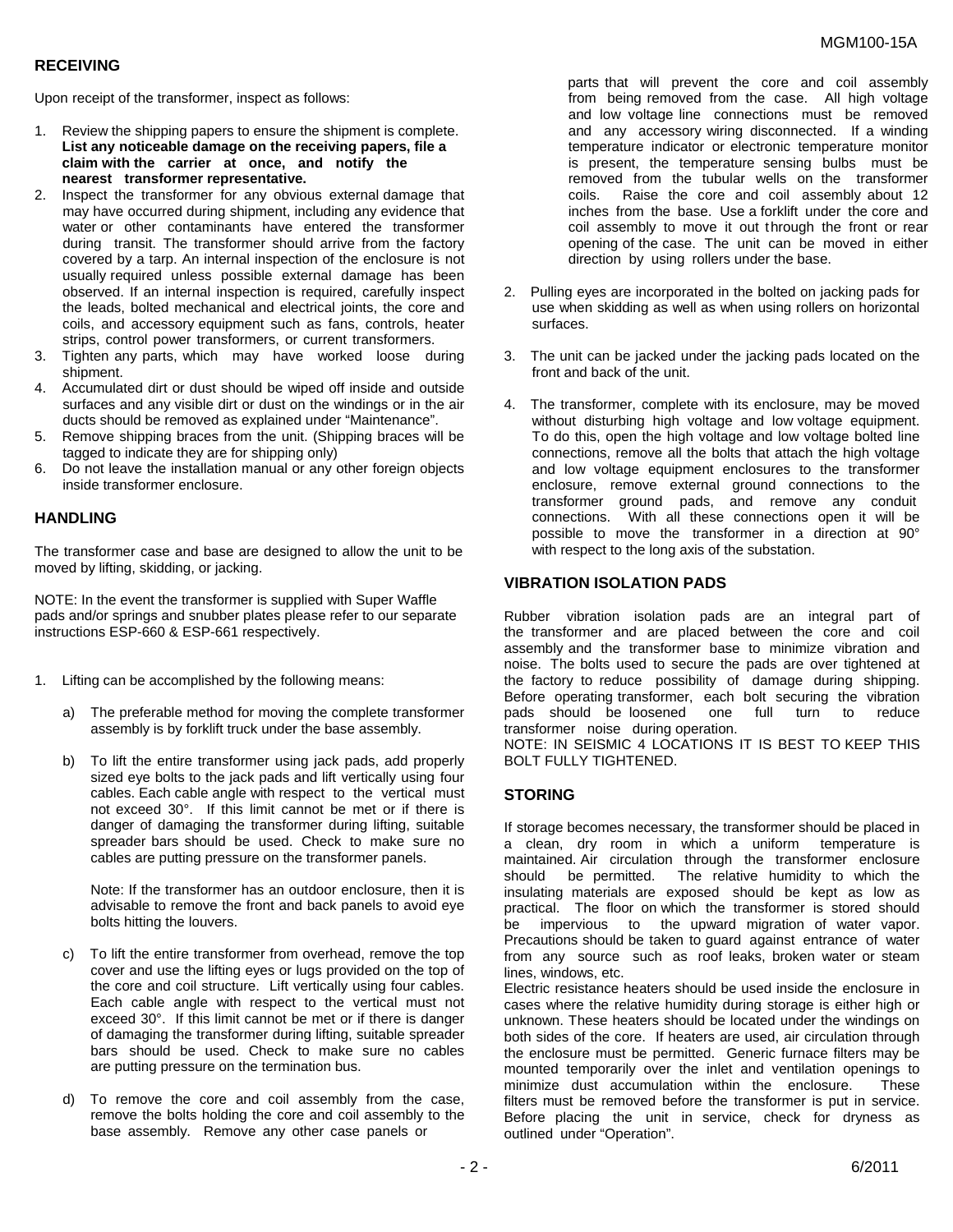## RECEIVING

Upon receipt of the transformer, inspect as follows:

1. Review the shipping papers to ensure the shipment is complete. **List any noticeable damage on the receiving papers, file a claim with the carrier at once, and notify the nearest transformer representative.**
2. Inspect the transformer for any obvious external damage that may have occurred during shipment, including any evidence that water or other contaminants have entered the transformer during transit. The transformer should arrive from the factory covered by a tarp. An internal inspection of the enclosure is not usually required unless possible external damage has been observed. If an internal inspection is required, carefully inspect the leads, bolted mechanical and electrical joints, the core and coils, and accessory equipment such as fans, controls, heater strips, control power transformers, or current transformers.
3. Tighten any parts, which may have worked loose during shipment.
4. Accumulated dirt or dust should be wiped off inside and outside surfaces and any visible dirt or dust on the windings or in the air ducts should be removed as explained under "Maintenance".
5. Remove shipping braces from the unit. (Shipping braces will be tagged to indicate they are for shipping only)
6. Do not leave the installation manual or any other foreign objects inside transformer enclosure.

## HANDLING

The transformer case and base are designed to allow the unit to be moved by lifting, skidding, or jacking.

NOTE: In the event the transformer is supplied with Super Waffle pads and/or springs and snubber plates please refer to our separate instructions ESP-660 & ESP-661 respectively.

1. Lifting can be accomplished by the following means:

   a) The preferable method for moving the complete transformer assembly is by forklift truck under the base assembly.

   b) To lift the entire transformer using jack pads, add properly sized eye bolts to the jack pads and lift vertically using four cables. Each cable angle with respect to the vertical must not exceed 30°. If this limit cannot be met or if there is danger of damaging the transformer during lifting, suitable spreader bars should be used. Check to make sure no cables are putting pressure on the transformer panels.

      Note: If the transformer has an outdoor enclosure, then it is advisable to remove the front and back panels to avoid eye bolts hitting the louvers.

   c) To lift the entire transformer from overhead, remove the top cover and use the lifting eyes or lugs provided on the top of the core and coil structure. Lift vertically using four cables. Each cable angle with respect to the vertical must not exceed 30°. If this limit cannot be met or if there is danger of damaging the transformer during lifting, suitable spreader bars should be used. Check to make sure no cables are putting pressure on the termination bus.

   d) To remove the core and coil assembly from the case, remove the bolts holding the core and coil assembly to the base assembly. Remove any other case panels or parts that will prevent the core and coil assembly from being removed from the case. All high voltage and low voltage line connections must be removed and any accessory wiring disconnected. If a winding temperature indicator or electronic temperature monitor is present, the temperature sensing bulbs must be removed from the tubular wells on the transformer coils. Raise the core and coil assembly about 12 inches from the base. Use a forklift under the core and coil assembly to move it out through the front or rear opening of the case. The unit can be moved in either direction by using rollers under the base.

2. Pulling eyes are incorporated in the bolted on jacking pads for use when skidding as well as when using rollers on horizontal surfaces.

3. The unit can be jacked under the jacking pads located on the front and back of the unit.

4. The transformer, complete with its enclosure, may be moved without disturbing high voltage and low voltage equipment. To do this, open the high voltage and low voltage bolted line connections, remove all the bolts that attach the high voltage and low voltage equipment enclosures to the transformer enclosure, remove external ground connections to the transformer ground pads, and remove any conduit connections. With all these connections open it will be possible to move the transformer in a direction at 90° with respect to the long axis of the substation.

## VIBRATION ISOLATION PADS

Rubber vibration isolation pads are an integral part of the transformer and are placed between the core and coil assembly and the transformer base to minimize vibration and noise. The bolts used to secure the pads are over tightened at the factory to reduce possibility of damage during shipping. Before operating transformer, each bolt securing the vibration pads should be loosened one full turn to reduce transformer noise during operation.

NOTE: IN SEISMIC 4 LOCATIONS IT IS BEST TO KEEP THIS BOLT FULLY TIGHTENED.

## STORING

If storage becomes necessary, the transformer should be placed in a clean, dry room in which a uniform temperature is maintained. Air circulation through the transformer enclosure should be permitted. The relative humidity to which the insulating materials are exposed should be kept as low as practical. The floor on which the transformer is stored should be impervious to the upward migration of water vapor. Precautions should be taken to guard against entrance of water from any source such as roof leaks, broken water or steam lines, windows, etc.

Electric resistance heaters should be used inside the enclosure in cases where the relative humidity during storage is either high or unknown. These heaters should be located under the windings on both sides of the core. If heaters are used, air circulation through the enclosure must be permitted. Generic furnace filters may be mounted temporarily over the inlet and ventilation openings to minimize dust accumulation within the enclosure. These filters must be removed before the transformer is put in service. Before placing the unit in service, check for dryness as outlined under "Operation".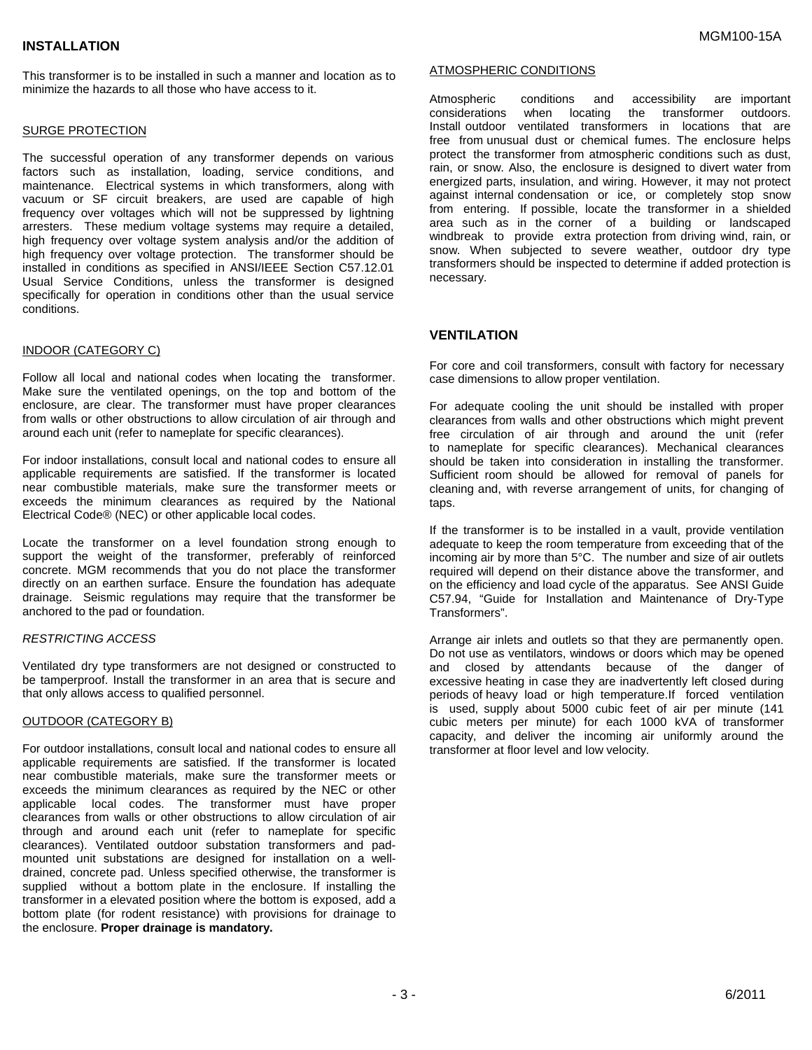## INSTALLATION

This transformer is to be installed in such a manner and location as to minimize the hazards to all those who have access to it.

### SURGE PROTECTION

The successful operation of any transformer depends on various factors such as installation, loading, service conditions, and maintenance. Electrical systems in which transformers, along with vacuum or SF circuit breakers, are used are capable of high frequency over voltages which will not be suppressed by lightning arresters. These medium voltage systems may require a detailed, high frequency over voltage system analysis and/or the addition of high frequency over voltage protection. The transformer should be installed in conditions as specified in ANSI/IEEE Section C57.12.01 Usual Service Conditions, unless the transformer is designed specifically for operation in conditions other than the usual service conditions.

### INDOOR (CATEGORY C)

Follow all local and national codes when locating the transformer. Make sure the ventilated openings, on the top and bottom of the enclosure, are clear. The transformer must have proper clearances from walls or other obstructions to allow circulation of air through and around each unit (refer to nameplate for specific clearances).

For indoor installations, consult local and national codes to ensure all applicable requirements are satisfied. If the transformer is located near combustible materials, make sure the transformer meets or exceeds the minimum clearances as required by the National Electrical Code® (NEC) or other applicable local codes.

Locate the transformer on a level foundation strong enough to support the weight of the transformer, preferably of reinforced concrete. MGM recommends that you do not place the transformer directly on an earthen surface. Ensure the foundation has adequate drainage. Seismic regulations may require that the transformer be anchored to the pad or foundation.

*RESTRICTING ACCESS*

Ventilated dry type transformers are not designed or constructed to be tamperproof. Install the transformer in an area that is secure and that only allows access to qualified personnel.

### OUTDOOR (CATEGORY B)

For outdoor installations, consult local and national codes to ensure all applicable requirements are satisfied. If the transformer is located near combustible materials, make sure the transformer meets or exceeds the minimum clearances as required by the NEC or other applicable local codes. The transformer must have proper clearances from walls or other obstructions to allow circulation of air through and around each unit (refer to nameplate for specific clearances). Ventilated outdoor substation transformers and pad-mounted unit substations are designed for installation on a well-drained, concrete pad. Unless specified otherwise, the transformer is supplied without a bottom plate in the enclosure. If installing the transformer in a elevated position where the bottom is exposed, add a bottom plate (for rodent resistance) with provisions for drainage to the enclosure. **Proper drainage is mandatory.**

### ATMOSPHERIC CONDITIONS

Atmospheric conditions and accessibility are important considerations when locating the transformer outdoors. Install outdoor ventilated transformers in locations that are free from unusual dust or chemical fumes. The enclosure helps protect the transformer from atmospheric conditions such as dust, rain, or snow. Also, the enclosure is designed to divert water from energized parts, insulation, and wiring. However, it may not protect against internal condensation or ice, or completely stop snow from entering. If possible, locate the transformer in a shielded area such as in the corner of a building or landscaped windbreak to provide extra protection from driving wind, rain, or snow. When subjected to severe weather, outdoor dry type transformers should be inspected to determine if added protection is necessary.

## VENTILATION

For core and coil transformers, consult with factory for necessary case dimensions to allow proper ventilation.

For adequate cooling the unit should be installed with proper clearances from walls and other obstructions which might prevent free circulation of air through and around the unit (refer to nameplate for specific clearances). Mechanical clearances should be taken into consideration in installing the transformer. Sufficient room should be allowed for removal of panels for cleaning and, with reverse arrangement of units, for changing of taps.

If the transformer is to be installed in a vault, provide ventilation adequate to keep the room temperature from exceeding that of the incoming air by more than 5°C. The number and size of air outlets required will depend on their distance above the transformer, and on the efficiency and load cycle of the apparatus. See ANSI Guide C57.94, "Guide for Installation and Maintenance of Dry-Type Transformers".

Arrange air inlets and outlets so that they are permanently open. Do not use as ventilators, windows or doors which may be opened and closed by attendants because of the danger of excessive heating in case they are inadvertently left closed during periods of heavy load or high temperature.If forced ventilation is used, supply about 5000 cubic feet of air per minute (141 cubic meters per minute) for each 1000 kVA of transformer capacity, and deliver the incoming air uniformly around the transformer at floor level and low velocity.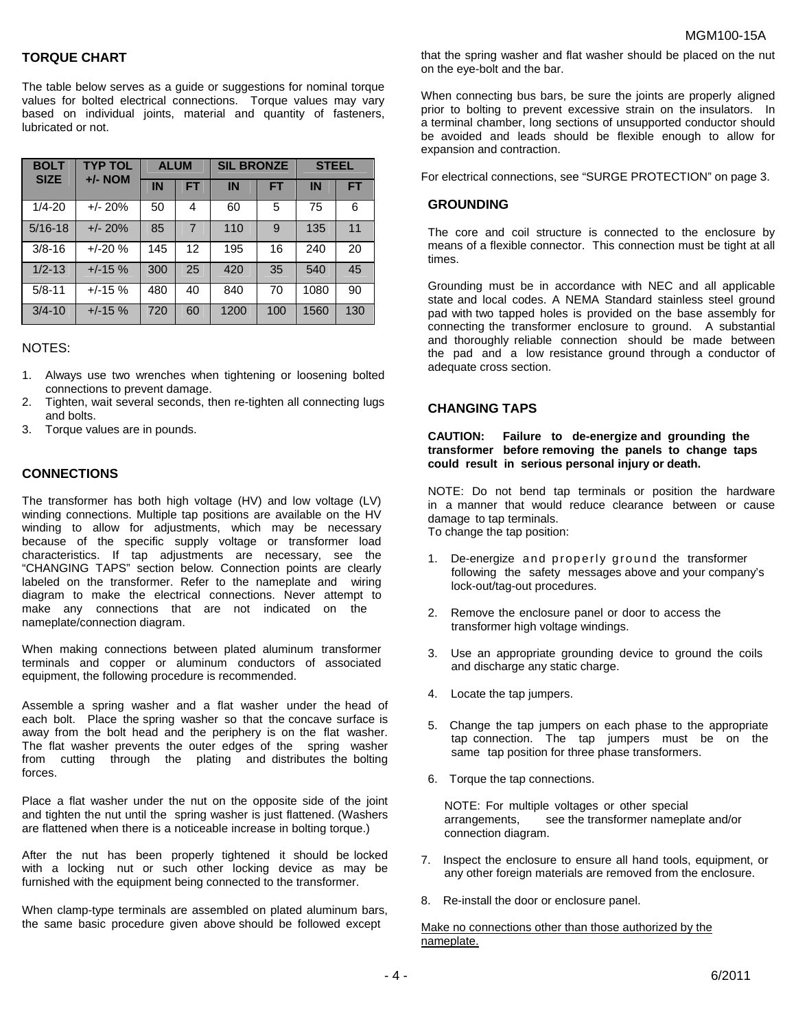## TORQUE CHART

The table below serves as a guide or suggestions for nominal torque values for bolted electrical connections. Torque values may vary based on individual joints, material and quantity of fasteners, lubricated or not.

| BOLT SIZE | TYP TOL +/- NOM | ALUM | | SIL BRONZE | | STEEL | |
|---|---|---|---|---|---|---|---|
| | | IN | FT | IN | FT | IN | FT |
| 1/4-20 | +/- 20% | 50 | 4 | 60 | 5 | 75 | 6 |
| 5/16-18 | +/- 20% | 85 | 7 | 110 | 9 | 135 | 11 |
| 3/8-16 | +/-20 % | 145 | 12 | 195 | 16 | 240 | 20 |
| 1/2-13 | +/-15 % | 300 | 25 | 420 | 35 | 540 | 45 |
| 5/8-11 | +/-15 % | 480 | 40 | 840 | 70 | 1080 | 90 |
| 3/4-10 | +/-15 % | 720 | 60 | 1200 | 100 | 1560 | 130 |

NOTES:

1. Always use two wrenches when tightening or loosening bolted connections to prevent damage.
2. Tighten, wait several seconds, then re-tighten all connecting lugs and bolts.
3. Torque values are in pounds.

## CONNECTIONS

The transformer has both high voltage (HV) and low voltage (LV) winding connections. Multiple tap positions are available on the HV winding to allow for adjustments, which may be necessary because of the specific supply voltage or transformer load characteristics. If tap adjustments are necessary, see the "CHANGING TAPS" section below. Connection points are clearly labeled on the transformer. Refer to the nameplate and wiring diagram to make the electrical connections. Never attempt to make any connections that are not indicated on the nameplate/connection diagram.

When making connections between plated aluminum transformer terminals and copper or aluminum conductors of associated equipment, the following procedure is recommended.

Assemble a spring washer and a flat washer under the head of each bolt. Place the spring washer so that the concave surface is away from the bolt head and the periphery is on the flat washer. The flat washer prevents the outer edges of the spring washer from cutting through the plating and distributes the bolting forces.

Place a flat washer under the nut on the opposite side of the joint and tighten the nut until the spring washer is just flattened. (Washers are flattened when there is a noticeable increase in bolting torque.)

After the nut has been properly tightened it should be locked with a locking nut or such other locking device as may be furnished with the equipment being connected to the transformer.

When clamp-type terminals are assembled on plated aluminum bars, the same basic procedure given above should be followed except that the spring washer and flat washer should be placed on the nut on the eye-bolt and the bar.

When connecting bus bars, be sure the joints are properly aligned prior to bolting to prevent excessive strain on the insulators. In a terminal chamber, long sections of unsupported conductor should be avoided and leads should be flexible enough to allow for expansion and contraction.

For electrical connections, see "SURGE PROTECTION" on page 3.

## GROUNDING

The core and coil structure is connected to the enclosure by means of a flexible connector. This connection must be tight at all times.

Grounding must be in accordance with NEC and all applicable state and local codes. A NEMA Standard stainless steel ground pad with two tapped holes is provided on the base assembly for connecting the transformer enclosure to ground. A substantial and thoroughly reliable connection should be made between the pad and a low resistance ground through a conductor of adequate cross section.

## CHANGING TAPS

**CAUTION: Failure to de-energize and grounding the transformer before removing the panels to change taps could result in serious personal injury or death.**

NOTE: Do not bend tap terminals or position the hardware in a manner that would reduce clearance between or cause damage to tap terminals.
To change the tap position:

1. De-energize and properly ground the transformer following the safety messages above and your company's lock-out/tag-out procedures.
2. Remove the enclosure panel or door to access the transformer high voltage windings.
3. Use an appropriate grounding device to ground the coils and discharge any static charge.
4. Locate the tap jumpers.
5. Change the tap jumpers on each phase to the appropriate tap connection. The tap jumpers must be on the same tap position for three phase transformers.
6. Torque the tap connections.

   NOTE: For multiple voltages or other special arrangements, see the transformer nameplate and/or connection diagram.

7. Inspect the enclosure to ensure all hand tools, equipment, or any other foreign materials are removed from the enclosure.
8. Re-install the door or enclosure panel.

Make no connections other than those authorized by the nameplate.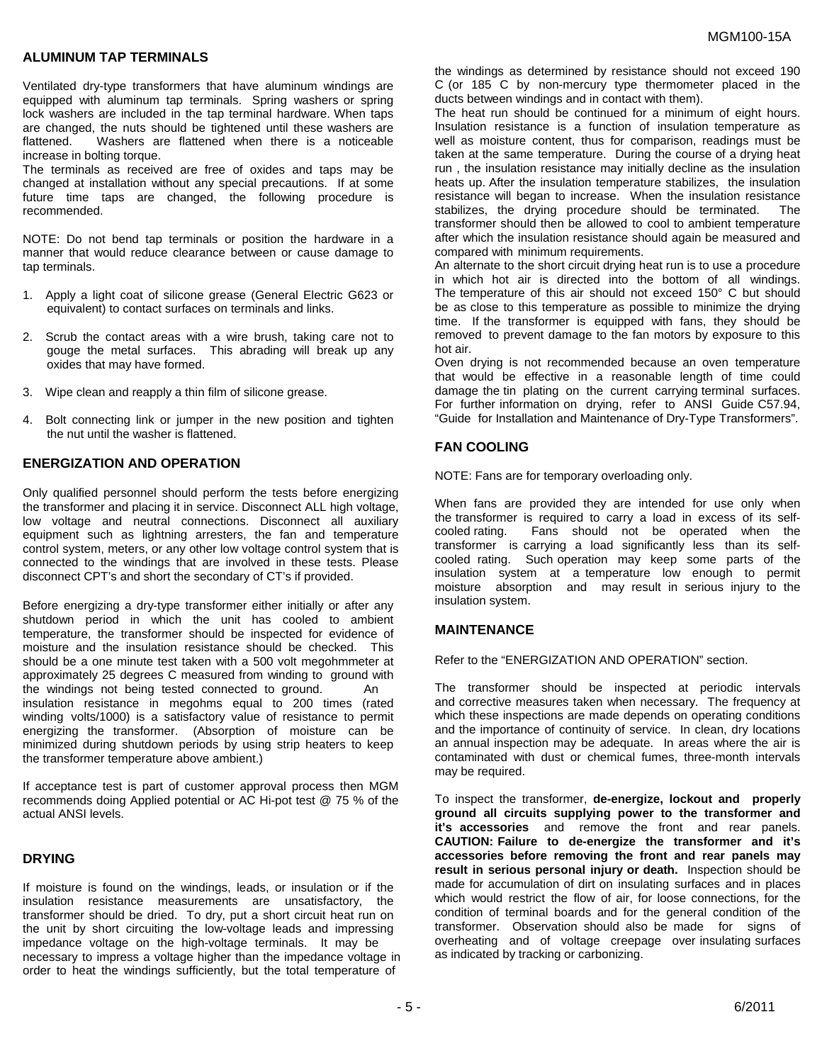## ALUMINUM TAP TERMINALS

Ventilated dry-type transformers that have aluminum windings are equipped with aluminum tap terminals. Spring washers or spring lock washers are included in the tap terminal hardware. When taps are changed, the nuts should be tightened until these washers are flattened. Washers are flattened when there is a noticeable increase in bolting torque.

The terminals as received are free of oxides and taps may be changed at installation without any special precautions. If at some future time taps are changed, the following procedure is recommended.

NOTE: Do not bend tap terminals or position the hardware in a manner that would reduce clearance between or cause damage to tap terminals.

1. Apply a light coat of silicone grease (General Electric G623 or equivalent) to contact surfaces on terminals and links.
2. Scrub the contact areas with a wire brush, taking care not to gouge the metal surfaces. This abrading will break up any oxides that may have formed.
3. Wipe clean and reapply a thin film of silicone grease.
4. Bolt connecting link or jumper in the new position and tighten the nut until the washer is flattened.

## ENERGIZATION AND OPERATION

Only qualified personnel should perform the tests before energizing the transformer and placing it in service. Disconnect ALL high voltage, low voltage and neutral connections. Disconnect all auxiliary equipment such as lightning arresters, the fan and temperature control system, meters, or any other low voltage control system that is connected to the windings that are involved in these tests. Please disconnect CPT's and short the secondary of CT's if provided.

Before energizing a dry-type transformer either initially or after any shutdown period in which the unit has cooled to ambient temperature, the transformer should be inspected for evidence of moisture and the insulation resistance should be checked. This should be a one minute test taken with a 500 volt megohmmeter at approximately 25 degrees C measured from winding to ground with the windings not being tested connected to ground. An insulation resistance in megohms equal to 200 times (rated winding volts/1000) is a satisfactory value of resistance to permit energizing the transformer. (Absorption of moisture can be minimized during shutdown periods by using strip heaters to keep the transformer temperature above ambient.)

If acceptance test is part of customer approval process then MGM recommends doing Applied potential or AC Hi-pot test @ 75 % of the actual ANSI levels.

## DRYING

If moisture is found on the windings, leads, or insulation or if the insulation resistance measurements are unsatisfactory, the transformer should be dried. To dry, put a short circuit heat run on the unit by short circuiting the low-voltage leads and impressing impedance voltage on the high-voltage terminals. It may be necessary to impress a voltage higher than the impedance voltage in order to heat the windings sufficiently, but the total temperature of the windings as determined by resistance should not exceed 190 C (or 185 C by non-mercury type thermometer placed in the ducts between windings and in contact with them).

The heat run should be continued for a minimum of eight hours. Insulation resistance is a function of insulation temperature as well as moisture content, thus for comparison, readings must be taken at the same temperature. During the course of a drying heat run , the insulation resistance may initially decline as the insulation heats up. After the insulation temperature stabilizes, the insulation resistance will began to increase. When the insulation resistance stabilizes, the drying procedure should be terminated. The transformer should then be allowed to cool to ambient temperature after which the insulation resistance should again be measured and compared with minimum requirements.

An alternate to the short circuit drying heat run is to use a procedure in which hot air is directed into the bottom of all windings. The temperature of this air should not exceed 150° C but should be as close to this temperature as possible to minimize the drying time. If the transformer is equipped with fans, they should be removed to prevent damage to the fan motors by exposure to this hot air.

Oven drying is not recommended because an oven temperature that would be effective in a reasonable length of time could damage the tin plating on the current carrying terminal surfaces. For further information on drying, refer to ANSI Guide C57.94, "Guide for Installation and Maintenance of Dry-Type Transformers".

## FAN COOLING

NOTE: Fans are for temporary overloading only.

When fans are provided they are intended for use only when the transformer is required to carry a load in excess of its self-cooled rating. Fans should not be operated when the transformer is carrying a load significantly less than its self-cooled rating. Such operation may keep some parts of the insulation system at a temperature low enough to permit moisture absorption and may result in serious injury to the insulation system.

## MAINTENANCE

Refer to the "ENERGIZATION AND OPERATION" section.

The transformer should be inspected at periodic intervals and corrective measures taken when necessary. The frequency at which these inspections are made depends on operating conditions and the importance of continuity of service. In clean, dry locations an annual inspection may be adequate. In areas where the air is contaminated with dust or chemical fumes, three-month intervals may be required.

To inspect the transformer, **de-energize, lockout and properly ground all circuits supplying power to the transformer and it's accessories** and remove the front and rear panels. **CAUTION: Failure to de-energize the transformer and it's accessories before removing the front and rear panels may result in serious personal injury or death.** Inspection should be made for accumulation of dirt on insulating surfaces and in places which would restrict the flow of air, for loose connections, for the condition of terminal boards and for the general condition of the transformer. Observation should also be made for signs of overheating and of voltage creepage over insulating surfaces as indicated by tracking or carbonizing.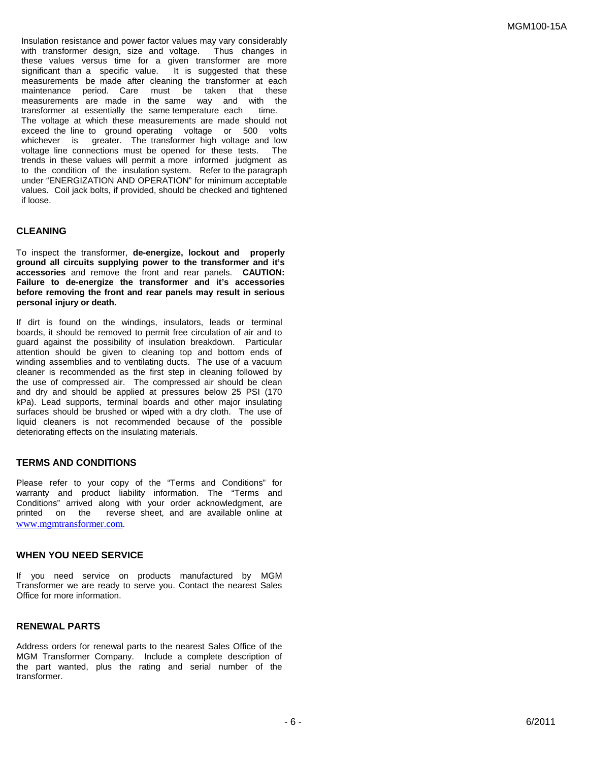Insulation resistance and power factor values may vary considerably with transformer design, size and voltage. Thus changes in these values versus time for a given transformer are more significant than a specific value. It is suggested that these measurements be made after cleaning the transformer at each maintenance period. Care must be taken that these measurements are made in the same way and with the transformer at essentially the same temperature each time. The voltage at which these measurements are made should not exceed the line to ground operating voltage or 500 volts whichever is greater. The transformer high voltage and low voltage line connections must be opened for these tests. The trends in these values will permit a more informed judgment as to the condition of the insulation system. Refer to the paragraph under "ENERGIZATION AND OPERATION" for minimum acceptable values. Coil jack bolts, if provided, should be checked and tightened if loose.

## CLEANING

To inspect the transformer, **de-energize, lockout and properly ground all circuits supplying power to the transformer and it's accessories** and remove the front and rear panels. **CAUTION: Failure to de-energize the transformer and it's accessories before removing the front and rear panels may result in serious personal injury or death.**

If dirt is found on the windings, insulators, leads or terminal boards, it should be removed to permit free circulation of air and to guard against the possibility of insulation breakdown. Particular attention should be given to cleaning top and bottom ends of winding assemblies and to ventilating ducts. The use of a vacuum cleaner is recommended as the first step in cleaning followed by the use of compressed air. The compressed air should be clean and dry and should be applied at pressures below 25 PSI (170 kPa). Lead supports, terminal boards and other major insulating surfaces should be brushed or wiped with a dry cloth. The use of liquid cleaners is not recommended because of the possible deteriorating effects on the insulating materials.

## TERMS AND CONDITIONS

Please refer to your copy of the "Terms and Conditions" for warranty and product liability information. The "Terms and Conditions" arrived along with your order acknowledgment, are printed on the reverse sheet, and are available online at www.mgmtransformer.com.

## WHEN YOU NEED SERVICE

If you need service on products manufactured by MGM Transformer we are ready to serve you. Contact the nearest Sales Office for more information.

## RENEWAL PARTS

Address orders for renewal parts to the nearest Sales Office of the MGM Transformer Company. Include a complete description of the part wanted, plus the rating and serial number of the transformer.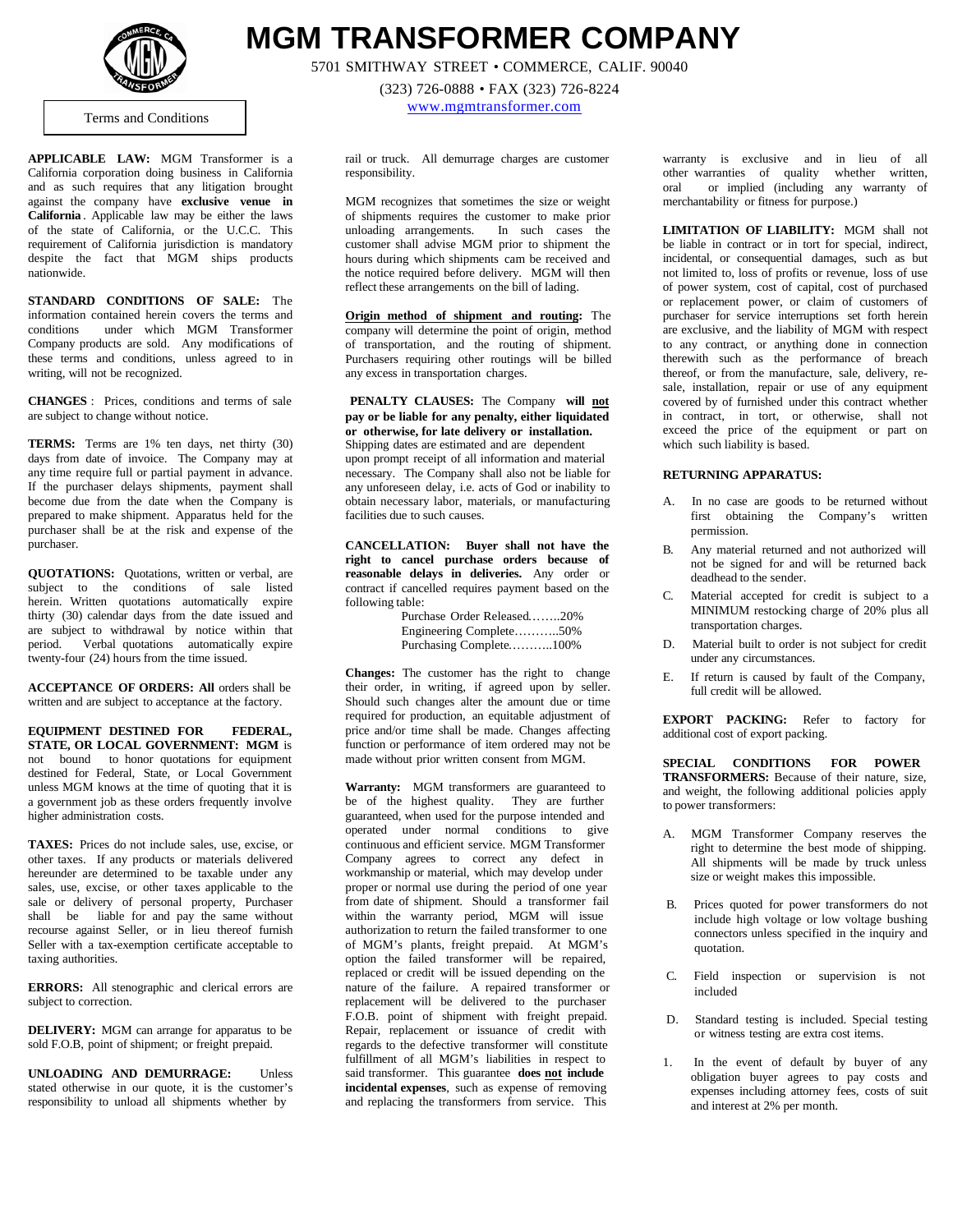# MGM TRANSFORMER COMPANY

5701 SMITHWAY STREET • COMMERCE, CALIF. 90040

(323) 726-0888 • FAX (323) 726-8224

www.mgmtransformer.com

Terms and Conditions

**APPLICABLE LAW:** MGM Transformer is a California corporation doing business in California and as such requires that any litigation brought against the company have **exclusive venue in California**. Applicable law may be either the laws of the state of California, or the U.C.C. This requirement of California jurisdiction is mandatory despite the fact that MGM ships products nationwide.

**STANDARD CONDITIONS OF SALE:** The information contained herein covers the terms and conditions under which MGM Transformer Company products are sold. Any modifications of these terms and conditions, unless agreed to in writing, will not be recognized.

**CHANGES**: Prices, conditions and terms of sale are subject to change without notice.

**TERMS:** Terms are 1% ten days, net thirty (30) days from date of invoice. The Company may at any time require full or partial payment in advance. If the purchaser delays shipments, payment shall become due from the date when the Company is prepared to make shipment. Apparatus held for the purchaser shall be at the risk and expense of the purchaser.

**QUOTATIONS:** Quotations, written or verbal, are subject to the conditions of sale listed herein. Written quotations automatically expire thirty (30) calendar days from the date issued and are subject to withdrawal by notice within that period. Verbal quotations automatically expire twenty-four (24) hours from the time issued.

**ACCEPTANCE OF ORDERS: All** orders shall be written and are subject to acceptance at the factory.

**EQUIPMENT DESTINED FOR FEDERAL, STATE, OR LOCAL GOVERNMENT: MGM** is not bound to honor quotations for equipment destined for Federal, State, or Local Government unless MGM knows at the time of quoting that it is a government job as these orders frequently involve higher administration costs.

**TAXES:** Prices do not include sales, use, excise, or other taxes. If any products or materials delivered hereunder are determined to be taxable under any sales, use, excise, or other taxes applicable to the sale or delivery of personal property, Purchaser shall be liable for and pay the same without recourse against Seller, or in lieu thereof furnish Seller with a tax-exemption certificate acceptable to taxing authorities.

**ERRORS:** All stenographic and clerical errors are subject to correction.

**DELIVERY:** MGM can arrange for apparatus to be sold F.O.B, point of shipment; or freight prepaid.

**UNLOADING AND DEMURRAGE:** Unless stated otherwise in our quote, it is the customer's responsibility to unload all shipments whether by rail or truck. All demurrage charges are customer responsibility.

MGM recognizes that sometimes the size or weight of shipments requires the customer to make prior unloading arrangements. In such cases the customer shall advise MGM prior to shipment the hours during which shipments cam be received and the notice required before delivery. MGM will then reflect these arrangements on the bill of lading.

**Origin method of shipment and routing:** The company will determine the point of origin, method of transportation, and the routing of shipment. Purchasers requiring other routings will be billed any excess in transportation charges.

**PENALTY CLAUSES:** The Company **will not pay or be liable for any penalty, either liquidated or otherwise, for late delivery or installation.** Shipping dates are estimated and are dependent upon prompt receipt of all information and material necessary. The Company shall also not be liable for any unforeseen delay, i.e. acts of God or inability to obtain necessary labor, materials, or manufacturing facilities due to such causes.

**CANCELLATION: Buyer shall not have the right to cancel purchase orders because of reasonable delays in deliveries.** Any order or contract if cancelled requires payment based on the following table:

Purchase Order Released……..20%
Engineering Complete………..50%
Purchasing Complete………..100%

**Changes:** The customer has the right to change their order, in writing, if agreed upon by seller. Should such changes alter the amount due or time required for production, an equitable adjustment of price and/or time shall be made. Changes affecting function or performance of item ordered may not be made without prior written consent from MGM.

**Warranty:** MGM transformers are guaranteed to be of the highest quality. They are further guaranteed, when used for the purpose intended and operated under normal conditions to give continuous and efficient service. MGM Transformer Company agrees to correct any defect in workmanship or material, which may develop under proper or normal use during the period of one year from date of shipment. Should a transformer fail within the warranty period, MGM will issue authorization to return the failed transformer to one of MGM's plants, freight prepaid. At MGM's option the failed transformer will be repaired, replaced or credit will be issued depending on the nature of the failure. A repaired transformer or replacement will be delivered to the purchaser F.O.B. point of shipment with freight prepaid. Repair, replacement or issuance of credit with regards to the defective transformer will constitute fulfillment of all MGM's liabilities in respect to said transformer. This guarantee **does not include incidental expenses**, such as expense of removing and replacing the transformers from service. This warranty is exclusive and in lieu of all other warranties of quality whether written, oral or implied (including any warranty of merchantability or fitness for purpose.)

**LIMITATION OF LIABILITY:** MGM shall not be liable in contract or in tort for special, indirect, incidental, or consequential damages, such as but not limited to, loss of profits or revenue, loss of use of power system, cost of capital, cost of purchased or replacement power, or claim of customers of purchaser for service interruptions set forth herein are exclusive, and the liability of MGM with respect to any contract, or anything done in connection therewith such as the performance of breach thereof, or from the manufacture, sale, delivery, re-sale, installation, repair or use of any equipment covered by of furnished under this contract whether in contract, in tort, or otherwise, shall not exceed the price of the equipment or part on which such liability is based.

**RETURNING APPARATUS:**

A. In no case are goods to be returned without first obtaining the Company's written permission.
B. Any material returned and not authorized will not be signed for and will be returned back deadhead to the sender.
C. Material accepted for credit is subject to a MINIMUM restocking charge of 20% plus all transportation charges.
D. Material built to order is not subject for credit under any circumstances.
E. If return is caused by fault of the Company, full credit will be allowed.

**EXPORT PACKING:** Refer to factory for additional cost of export packing.

**SPECIAL CONDITIONS FOR POWER TRANSFORMERS:** Because of their nature, size, and weight, the following additional policies apply to power transformers:

A. MGM Transformer Company reserves the right to determine the best mode of shipping. All shipments will be made by truck unless size or weight makes this impossible.
B. Prices quoted for power transformers do not include high voltage or low voltage bushing connectors unless specified in the inquiry and quotation.
C. Field inspection or supervision is not included
D. Standard testing is included. Special testing or witness testing are extra cost items.

1. In the event of default by buyer of any obligation buyer agrees to pay costs and expenses including attorney fees, costs of suit and interest at 2% per month.